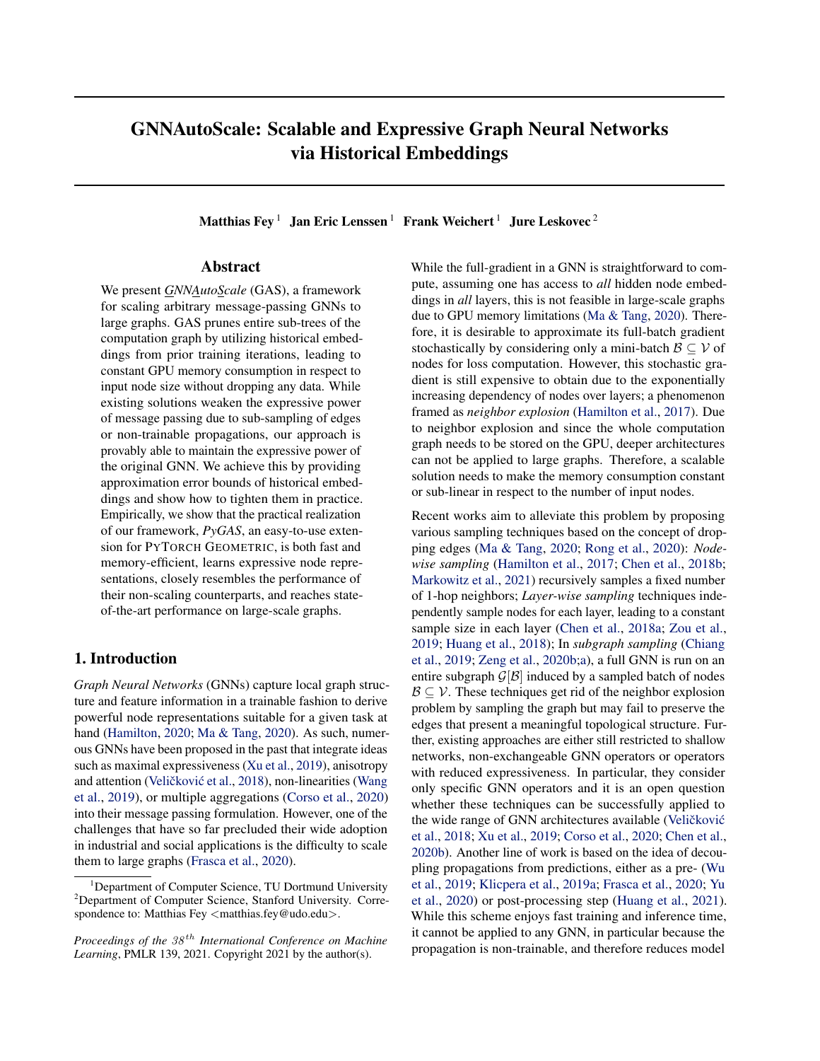# GNNAutoScale: Scalable and Expressive Graph Neural Networks via Historical Embeddings

**Matthias Fey** [1] **Jan Eric Lenssen** [1] **Frank Weichert** [1] **Jure Leskovec** [2]

## Abstract

We present *GNNAutoScale* (GAS), a framework for scaling arbitrary message-passing GNNs to large graphs. GAS prunes entire sub-trees of the computation graph by utilizing historical embeddings from prior training iterations, leading to constant GPU memory consumption in respect to input node size without dropping any data. While existing solutions weaken the expressive power of message passing due to sub-sampling of edges or non-trainable propagations, our approach is provably able to maintain the expressive power of the original GNN. We achieve this by providing approximation error bounds of historical embeddings and show how to tighten them in practice. Empirically, we show that the practical realization of our framework, *PyGAS*, an easy-to-use extension for PyTorch Geometric, is both fast and memory-efficient, learns expressive node representations, closely resembles the performance of their non-scaling counterparts, and reaches state-of-the-art performance on large-scale graphs.

## 1. Introduction

*Graph Neural Networks* (GNNs) capture local graph structure and feature information in a trainable fashion to derive powerful node representations suitable for a given task at hand (Hamilton, 2020; Ma & Tang, 2020). As such, numerous GNNs have been proposed in the past that integrate ideas such as maximal expressiveness (Xu et al., 2019), anisotropy and attention (Veličković et al., 2018), non-linearities (Wang et al., 2019), or multiple aggregations (Corso et al., 2020) into their message passing formulation. However, one of the challenges that have so far precluded their wide adoption in industrial and social applications is the difficulty to scale them to large graphs (Frasca et al., 2020).

While the full-gradient in a GNN is straightforward to compute, assuming one has access to *all* hidden node embeddings in *all* layers, this is not feasible in large-scale graphs due to GPU memory limitations (Ma & Tang, 2020). Therefore, it is desirable to approximate its full-batch gradient stochastically by considering only a mini-batch $\mathcal{B} \subseteq \mathcal{V}$ of nodes for loss computation. However, this stochastic gradient is still expensive to obtain due to the exponentially increasing dependency of nodes over layers; a phenomenon framed as *neighbor explosion* (Hamilton et al., 2017). Due to neighbor explosion and since the whole computation graph needs to be stored on the GPU, deeper architectures can not be applied to large graphs. Therefore, a scalable solution needs to make the memory consumption constant or sub-linear in respect to the number of input nodes.

Recent works aim to alleviate this problem by proposing various sampling techniques based on the concept of dropping edges (Ma & Tang, 2020; Rong et al., 2020): *Node-wise sampling* (Hamilton et al., 2017; Chen et al., 2018b; Markowitz et al., 2021) recursively samples a fixed number of 1-hop neighbors; *Layer-wise sampling* techniques independently sample nodes for each layer, leading to a constant sample size in each layer (Chen et al., 2018a; Zou et al., 2019; Huang et al., 2018); In *subgraph sampling* (Chiang et al., 2019; Zeng et al., 2020b;a), a full GNN is run on an entire subgraph $\mathcal{G}[\mathcal{B}]$ induced by a sampled batch of nodes $\mathcal{B} \subseteq \mathcal{V}$. These techniques get rid of the neighbor explosion problem by sampling the graph but may fail to preserve the edges that present a meaningful topological structure. Further, existing approaches are either still restricted to shallow networks, non-exchangeable GNN operators or operators with reduced expressiveness. In particular, they consider only specific GNN operators and it is an open question whether these techniques can be successfully applied to the wide range of GNN architectures available (Veličković et al., 2018; Xu et al., 2019; Corso et al., 2020; Chen et al., 2020b). Another line of work is based on the idea of decoupling propagations from predictions, either as a pre- (Wu et al., 2019; Klicpera et al., 2019a; Frasca et al., 2020; Yu et al., 2020) or post-processing step (Huang et al., 2021). While this scheme enjoys fast training and inference time, it cannot be applied to any GNN, in particular because the propagation is non-trainable, and therefore reduces model

---

[1] Department of Computer Science, TU Dortmund University [2] Department of Computer Science, Stanford University. Correspondence to: Matthias Fey <matthias.fey@udo.edu>.

*Proceedings of the 38th International Conference on Machine Learning*, PMLR 139, 2021. Copyright 2021 by the author(s).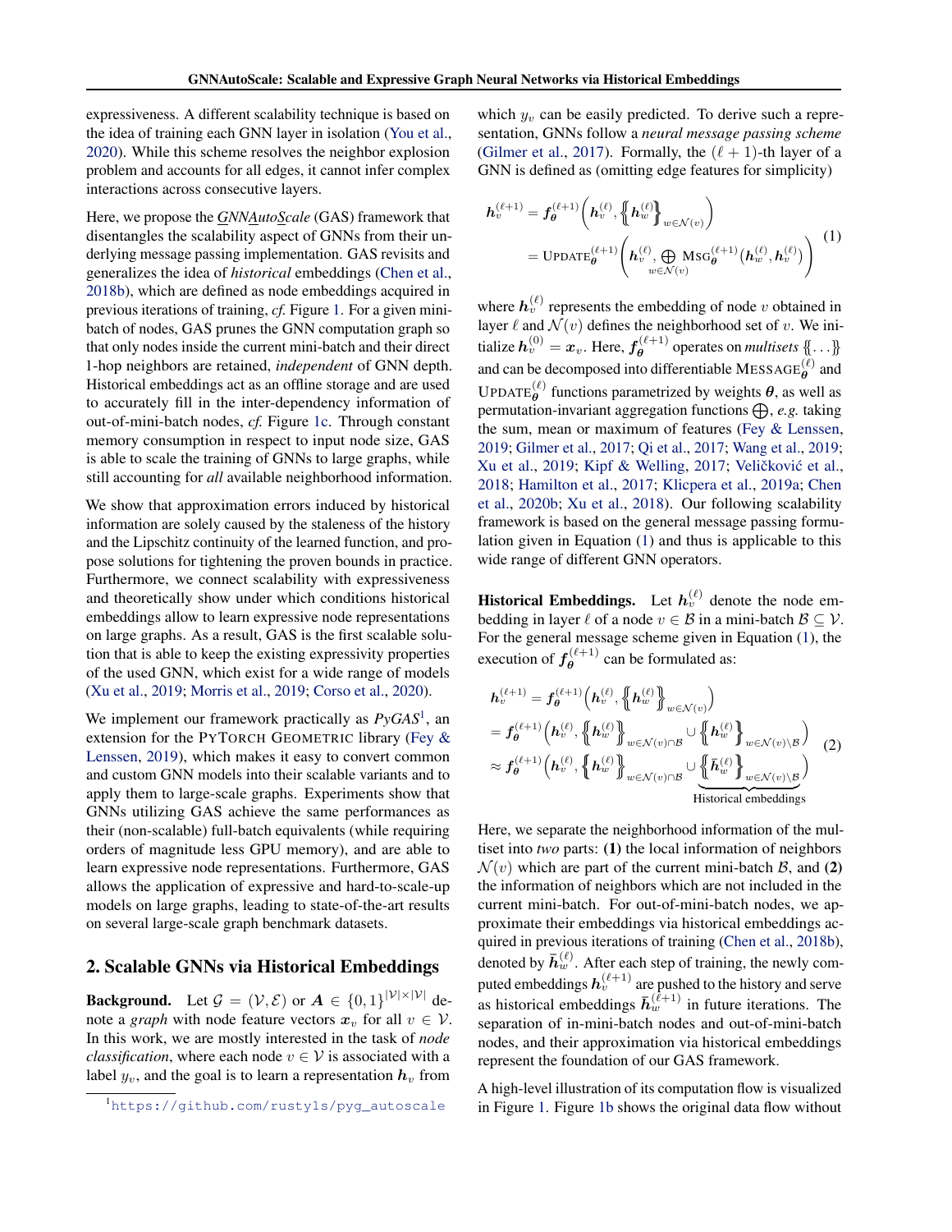expressiveness. A different scalability technique is based on the idea of training each GNN layer in isolation (You et al., 2020). While this scheme resolves the neighbor explosion problem and accounts for all edges, it cannot infer complex interactions across consecutive layers.

Here, we propose the *GNNAutoScale* (GAS) framework that disentangles the scalability aspect of GNNs from their underlying message passing implementation. GAS revisits and generalizes the idea of *historical* embeddings (Chen et al., 2018b), which are defined as node embeddings acquired in previous iterations of training, *cf.* Figure 1. For a given minibatch of nodes, GAS prunes the GNN computation graph so that only nodes inside the current mini-batch and their direct 1-hop neighbors are retained, *independent* of GNN depth. Historical embeddings act as an offline storage and are used to accurately fill in the inter-dependency information of out-of-mini-batch nodes, *cf.* Figure 1c. Through constant memory consumption in respect to input node size, GAS is able to scale the training of GNNs to large graphs, while still accounting for *all* available neighborhood information.

We show that approximation errors induced by historical information are solely caused by the staleness of the history and the Lipschitz continuity of the learned function, and propose solutions for tightening the proven bounds in practice. Furthermore, we connect scalability with expressiveness and theoretically show under which conditions historical embeddings allow to learn expressive node representations on large graphs. As a result, GAS is the first scalable solution that is able to keep the existing expressivity properties of the used GNN, which exist for a wide range of models (Xu et al., 2019; Morris et al., 2019; Corso et al., 2020).

We implement our framework practically as *PyGAS*[1], an extension for the PyTorch Geometric library (Fey & Lenssen, 2019), which makes it easy to convert common and custom GNN models into their scalable variants and to apply them to large-scale graphs. Experiments show that GNNs utilizing GAS achieve the same performances as their (non-scalable) full-batch equivalents (while requiring orders of magnitude less GPU memory), and are able to learn expressive node representations. Furthermore, GAS allows the application of expressive and hard-to-scale-up models on large graphs, leading to state-of-the-art results on several large-scale graph benchmark datasets.

[1] https://github.com/rusty1s/pyg_autoscale

## 2. Scalable GNNs via Historical Embeddings

**Background.** Let $\mathcal{G} = (\mathcal{V}, \mathcal{E})$ or $\boldsymbol{A} \in \{0,1\}^{|\mathcal{V}|\times|\mathcal{V}|}$ denote a *graph* with node feature vectors $\boldsymbol{x}_v$ for all $v \in \mathcal{V}$. In this work, we are mostly interested in the task of *node classification*, where each node $v \in \mathcal{V}$ is associated with a label $y_v$, and the goal is to learn a representation $\boldsymbol{h}_v$ from which $y_v$ can be easily predicted. To derive such a representation, GNNs follow a *neural message passing scheme* (Gilmer et al., 2017). Formally, the $(\ell+1)$-th layer of a GNN is defined as (omitting edge features for simplicity)

$$
\begin{aligned}
\boldsymbol{h}_v^{(\ell+1)} &= \boldsymbol{f}_{\boldsymbol{\theta}}^{(\ell+1)}\left(\boldsymbol{h}_v^{(\ell)}, \left\{\!\!\left\{\boldsymbol{h}_w^{(\ell)}\right\}\!\!\right\}_{w\in\mathcal{N}(v)}\right) \\
&= \textsc{Update}_{\boldsymbol{\theta}}^{(\ell+1)}\left(\boldsymbol{h}_v^{(\ell)}, \bigoplus_{w\in\mathcal{N}(v)} \textsc{Msg}_{\boldsymbol{\theta}}^{(\ell+1)}\big(\boldsymbol{h}_w^{(\ell)}, \boldsymbol{h}_v^{(\ell)}\big)\right)
\end{aligned} \tag{1}
$$

where $\boldsymbol{h}_v^{(\ell)}$ represents the embedding of node $v$ obtained in layer $\ell$ and $\mathcal{N}(v)$ defines the neighborhood set of $v$. We initialize $\boldsymbol{h}_v^{(0)} = \boldsymbol{x}_v$. Here, $\boldsymbol{f}_{\boldsymbol{\theta}}^{(\ell+1)}$ operates on *multisets* $\{\!\!\{\ldots\}\!\!\}$ and can be decomposed into differentiable $\textsc{Message}_{\boldsymbol{\theta}}^{(\ell)}$ and $\textsc{Update}_{\boldsymbol{\theta}}^{(\ell)}$ functions parametrized by weights $\boldsymbol{\theta}$, as well as permutation-invariant aggregation functions $\bigoplus$, *e.g.* taking the sum, mean or maximum of features (Fey & Lenssen, 2019; Gilmer et al., 2017; Qi et al., 2017; Wang et al., 2019; Xu et al., 2019; Kipf & Welling, 2017; Veličković et al., 2018; Hamilton et al., 2017; Klicpera et al., 2019a; Chen et al., 2020b; Xu et al., 2018). Our following scalability framework is based on the general message passing formulation given in Equation (1) and thus is applicable to this wide range of different GNN operators.

**Historical Embeddings.** Let $\boldsymbol{h}_v^{(\ell)}$ denote the node embedding in layer $\ell$ of a node $v \in \mathcal{B}$ in a mini-batch $\mathcal{B} \subseteq \mathcal{V}$. For the general message scheme given in Equation (1), the execution of $\boldsymbol{f}_{\boldsymbol{\theta}}^{(\ell+1)}$ can be formulated as:

$$
\begin{aligned}
\boldsymbol{h}_v^{(\ell+1)} &= \boldsymbol{f}_{\boldsymbol{\theta}}^{(\ell+1)}\left(\boldsymbol{h}_v^{(\ell)}, \left\{\!\!\left\{\boldsymbol{h}_w^{(\ell)}\right\}\!\!\right\}_{w\in\mathcal{N}(v)}\right) \\
&= \boldsymbol{f}_{\boldsymbol{\theta}}^{(\ell+1)}\left(\boldsymbol{h}_v^{(\ell)}, \left\{\!\!\left\{\boldsymbol{h}_w^{(\ell)}\right\}\!\!\right\}_{w\in\mathcal{N}(v)\cap\mathcal{B}} \cup \left\{\!\!\left\{\boldsymbol{h}_w^{(\ell)}\right\}\!\!\right\}_{w\in\mathcal{N}(v)\setminus\mathcal{B}}\right) \\
&\approx \boldsymbol{f}_{\boldsymbol{\theta}}^{(\ell+1)}\left(\boldsymbol{h}_v^{(\ell)}, \left\{\!\!\left\{\boldsymbol{h}_w^{(\ell)}\right\}\!\!\right\}_{w\in\mathcal{N}(v)\cap\mathcal{B}} \cup \underbrace{\left\{\!\!\left\{\bar{\boldsymbol{h}}_w^{(\ell)}\right\}\!\!\right\}_{w\in\mathcal{N}(v)\setminus\mathcal{B}}}_{\text{Historical embeddings}}\right)
\end{aligned} \tag{2}
$$

Here, we separate the neighborhood information of the multiset into *two* parts: **(1)** the local information of neighbors $\mathcal{N}(v)$ which are part of the current mini-batch $\mathcal{B}$, and **(2)** the information of neighbors which are not included in the current mini-batch. For out-of-mini-batch nodes, we approximate their embeddings via historical embeddings acquired in previous iterations of training (Chen et al., 2018b), denoted by $\bar{\boldsymbol{h}}_w^{(\ell)}$. After each step of training, the newly computed embeddings $\boldsymbol{h}_v^{(\ell+1)}$ are pushed to the history and serve as historical embeddings $\bar{\boldsymbol{h}}_v^{(\ell+1)}$ in future iterations. The separation of in-mini-batch nodes and out-of-mini-batch nodes, and their approximation via historical embeddings represent the foundation of our GAS framework.

A high-level illustration of its computation flow is visualized in Figure 1. Figure 1b shows the original data flow without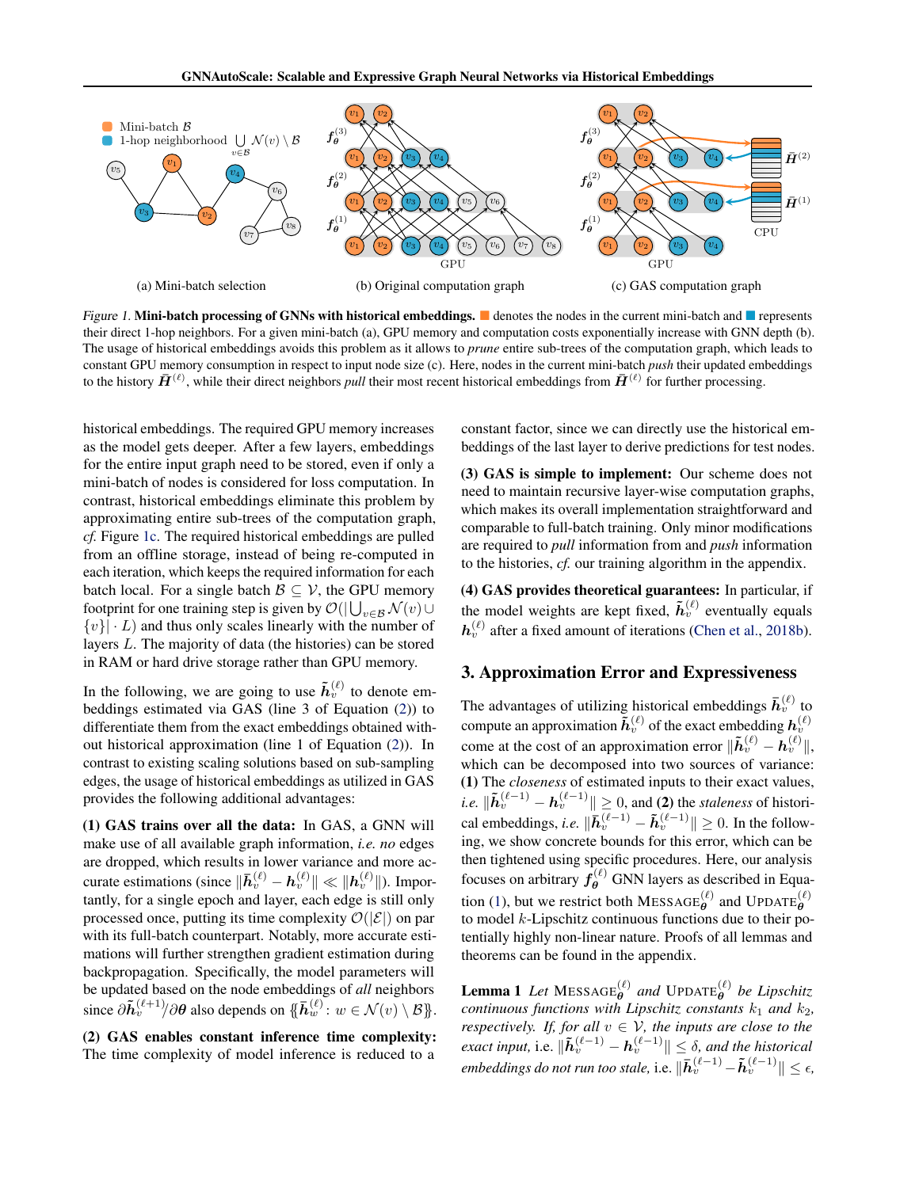(a) Mini-batch selection

(b) Original computation graph

(c) GAS computation graph

*Figure 1.* **Mini-batch processing of GNNs with historical embeddings.** ■ denotes the nodes in the current mini-batch and ■ represents their direct 1-hop neighbors. For a given mini-batch (a), GPU memory and computation costs exponentially increase with GNN depth (b). The usage of historical embeddings avoids this problem as it allows to *prune* entire sub-trees of the computation graph, which leads to constant GPU memory consumption in respect to input node size (c). Here, nodes in the current mini-batch *push* their updated embeddings to the history $\bar{\boldsymbol{H}}^{(\ell)}$, while their direct neighbors *pull* their most recent historical embeddings from $\bar{\boldsymbol{H}}^{(\ell)}$ for further processing.

historical embeddings. The required GPU memory increases as the model gets deeper. After a few layers, embeddings for the entire input graph need to be stored, even if only a mini-batch of nodes is considered for loss computation. In contrast, historical embeddings eliminate this problem by approximating entire sub-trees of the computation graph, *cf.* Figure 1c. The required historical embeddings are pulled from an offline storage, instead of being re-computed in each iteration, which keeps the required information for each batch local. For a single batch $\mathcal{B} \subseteq \mathcal{V}$, the GPU memory footprint for one training step is given by $\mathcal{O}(|\bigcup_{v \in \mathcal{B}} \mathcal{N}(v) \cup \{v\}| \cdot L)$ and thus only scales linearly with the number of layers $L$. The majority of data (the histories) can be stored in RAM or hard drive storage rather than GPU memory.

In the following, we are going to use $\tilde{\boldsymbol{h}}_v^{(\ell)}$ to denote embeddings estimated via GAS (line 3 of Equation (2)) to differentiate them from the exact embeddings obtained without historical approximation (line 1 of Equation (2)). In contrast to existing scaling solutions based on sub-sampling edges, the usage of historical embeddings as utilized in GAS provides the following additional advantages:

**(1) GAS trains over all the data:** In GAS, a GNN will make use of all available graph information, *i.e.* *no* edges are dropped, which results in lower variance and more accurate estimations (since $\|\bar{\boldsymbol{h}}_v^{(\ell)} - \boldsymbol{h}_v^{(\ell)}\| \ll \|\boldsymbol{h}_v^{(\ell)}\|$). Importantly, for a single epoch and layer, each edge is still only processed once, putting its time complexity $\mathcal{O}(|\mathcal{E}|)$ on par with its full-batch counterpart. Notably, more accurate estimations will further strengthen gradient estimation during backpropagation. Specifically, the model parameters will be updated based on the node embeddings of *all* neighbors since $\partial \tilde{\boldsymbol{h}}_v^{(\ell+1)} / \partial \boldsymbol{\theta}$ also depends on $\{\!\{\bar{\boldsymbol{h}}_w^{(\ell)} : w \in \mathcal{N}(v) \setminus \mathcal{B}\}\!\}$.

**(2) GAS enables constant inference time complexity:** The time complexity of model inference is reduced to a constant factor, since we can directly use the historical embeddings of the last layer to derive predictions for test nodes.

**(3) GAS is simple to implement:** Our scheme does not need to maintain recursive layer-wise computation graphs, which makes its overall implementation straightforward and comparable to full-batch training. Only minor modifications are required to *pull* information from and *push* information to the histories, *cf.* our training algorithm in the appendix.

**(4) GAS provides theoretical guarantees:** In particular, if the model weights are kept fixed, $\tilde{\boldsymbol{h}}_v^{(\ell)}$ eventually equals $\boldsymbol{h}_v^{(\ell)}$ after a fixed amount of iterations (Chen et al., 2018b).

## 3. Approximation Error and Expressiveness

The advantages of utilizing historical embeddings $\bar{\boldsymbol{h}}_v^{(\ell)}$ to compute an approximation $\tilde{\boldsymbol{h}}_v^{(\ell)}$ of the exact embedding $\boldsymbol{h}_v^{(\ell)}$ come at the cost of an approximation error $\|\tilde{\boldsymbol{h}}_v^{(\ell)} - \boldsymbol{h}_v^{(\ell)}\|$, which can be decomposed into two sources of variance: **(1)** The *closeness* of estimated inputs to their exact values, *i.e.* $\|\tilde{\boldsymbol{h}}_v^{(\ell-1)} - \boldsymbol{h}_v^{(\ell-1)}\| \geq 0$, and **(2)** the *staleness* of historical embeddings, *i.e.* $\|\bar{\boldsymbol{h}}_v^{(\ell-1)} - \tilde{\boldsymbol{h}}_v^{(\ell-1)}\| \geq 0$. In the following, we show concrete bounds for this error, which can be then tightened using specific procedures. Here, our analysis focuses on arbitrary $\boldsymbol{f}_{\boldsymbol{\theta}}^{(\ell)}$ GNN layers as described in Equation (1), but we restrict both $\text{MESSAGE}_{\boldsymbol{\theta}}^{(\ell)}$ and $\text{UPDATE}_{\boldsymbol{\theta}}^{(\ell)}$ to model $k$-Lipschitz continuous functions due to their potentially highly non-linear nature. Proofs of all lemmas and theorems can be found in the appendix.

**Lemma 1** *Let* $\text{MESSAGE}_{\boldsymbol{\theta}}^{(\ell)}$ *and* $\text{UPDATE}_{\boldsymbol{\theta}}^{(\ell)}$ *be Lipschitz continuous functions with Lipschitz constants* $k_1$ *and* $k_2$*, respectively. If, for all* $v \in \mathcal{V}$*, the inputs are close to the exact input,* i.e. $\|\tilde{\boldsymbol{h}}_v^{(\ell-1)} - \boldsymbol{h}_v^{(\ell-1)}\| \leq \delta$*, and the historical embeddings do not run too stale,* i.e. $\|\bar{\boldsymbol{h}}_v^{(\ell-1)} - \tilde{\boldsymbol{h}}_v^{(\ell-1)}\| \leq \epsilon$,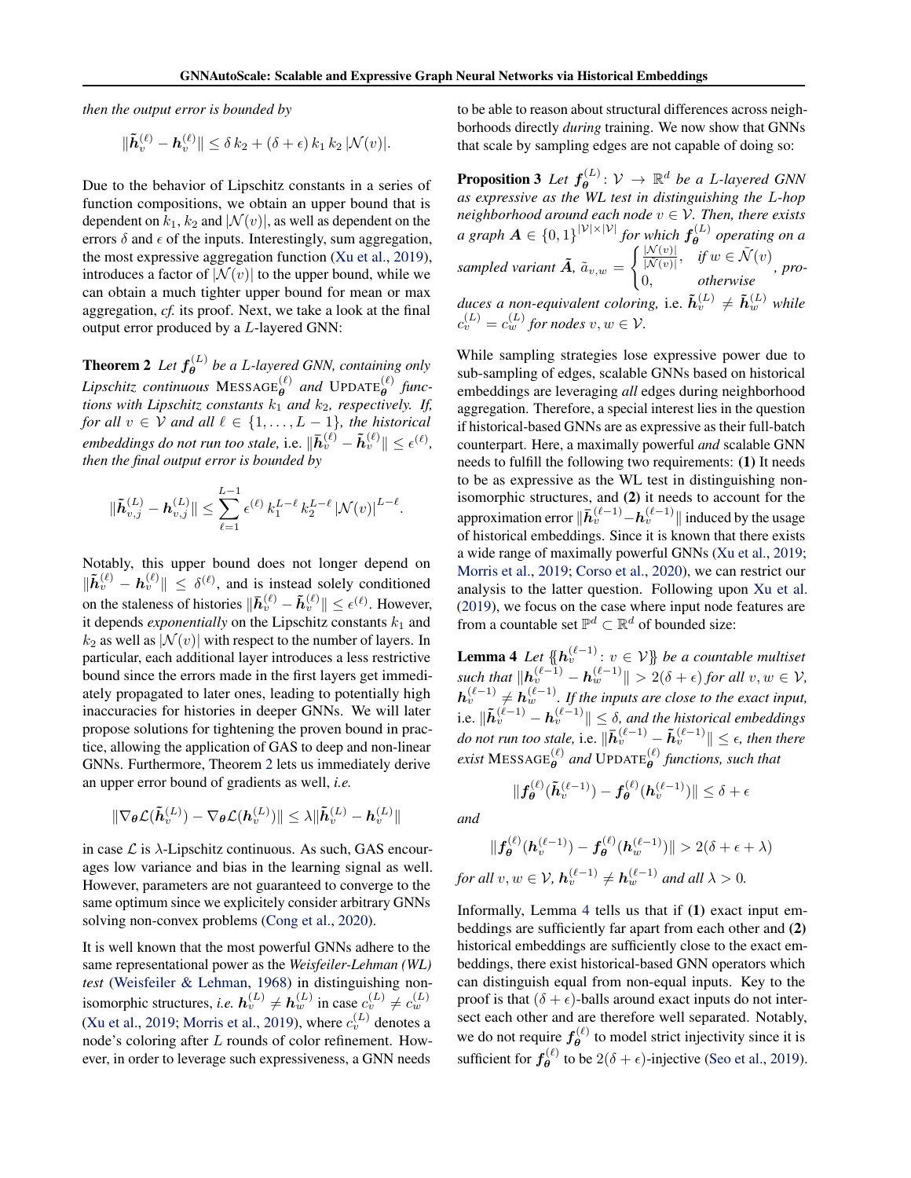*then the output error is bounded by*

$$\|\tilde{\boldsymbol{h}}_v^{(\ell)} - \boldsymbol{h}_v^{(\ell)}\| \leq \delta\, k_2 + (\delta + \epsilon)\, k_1\, k_2\, |\mathcal{N}(v)|.$$

Due to the behavior of Lipschitz constants in a series of function compositions, we obtain an upper bound that is dependent on $k_1$, $k_2$ and $|\mathcal{N}(v)|$, as well as dependent on the errors $\delta$ and $\epsilon$ of the inputs. Interestingly, sum aggregation, the most expressive aggregation function (Xu et al., 2019), introduces a factor of $|\mathcal{N}(v)|$ to the upper bound, while we can obtain a much tighter upper bound for mean or max aggregation, *cf.* its proof. Next, we take a look at the final output error produced by a $L$-layered GNN:

**Theorem 2** *Let $\boldsymbol{f}_{\boldsymbol{\theta}}^{(L)}$ be a $L$-layered GNN, containing only Lipschitz continuous $\textsc{Message}_{\boldsymbol{\theta}}^{(\ell)}$ and $\textsc{Update}_{\boldsymbol{\theta}}^{(\ell)}$ functions with Lipschitz constants $k_1$ and $k_2$, respectively. If, for all $v \in \mathcal{V}$ and all $\ell \in \{1, \ldots, L-1\}$, the historical embeddings do not run too stale,* i.e. $\|\bar{\boldsymbol{h}}_v^{(\ell)} - \tilde{\boldsymbol{h}}_v^{(\ell)}\| \leq \epsilon^{(\ell)}$, *then the final output error is bounded by*

$$\|\tilde{\boldsymbol{h}}_{v,j}^{(L)} - \boldsymbol{h}_{v,j}^{(L)}\| \leq \sum_{\ell=1}^{L-1} \epsilon^{(\ell)}\, k_1^{L-\ell}\, k_2^{L-\ell}\, |\mathcal{N}(v)|^{L-\ell}.$$

Notably, this upper bound does not longer depend on $\|\tilde{\boldsymbol{h}}_v^{(\ell)} - \boldsymbol{h}_v^{(\ell)}\| \leq \delta^{(\ell)}$, and is instead solely conditioned on the staleness of histories $\|\bar{\boldsymbol{h}}_v^{(\ell)} - \tilde{\boldsymbol{h}}_v^{(\ell)}\| \leq \epsilon^{(\ell)}$. However, it depends *exponentially* on the Lipschitz constants $k_1$ and $k_2$ as well as $|\mathcal{N}(v)|$ with respect to the number of layers. In particular, each additional layer introduces a less restrictive bound since the errors made in the first layers get immediately propagated to later ones, leading to potentially high inaccuracies for histories in deeper GNNs. We will later propose solutions for tightening the proven bound in practice, allowing the application of GAS to deep and non-linear GNNs. Furthermore, Theorem 2 lets us immediately derive an upper error bound of gradients as well, *i.e.*

$$\|\nabla_{\boldsymbol{\theta}} \mathcal{L}(\tilde{\boldsymbol{h}}_v^{(L)}) - \nabla_{\boldsymbol{\theta}} \mathcal{L}(\boldsymbol{h}_v^{(L)})\| \leq \lambda \|\tilde{\boldsymbol{h}}_v^{(L)} - \boldsymbol{h}_v^{(L)}\|$$

in case $\mathcal{L}$ is $\lambda$-Lipschitz continuous. As such, GAS encourages low variance and bias in the learning signal as well. However, parameters are not guaranteed to converge to the same optimum since we explicitely consider arbitrary GNNs solving non-convex problems (Cong et al., 2020).

It is well known that the most powerful GNNs adhere to the same representational power as the *Weisfeiler-Lehman (WL) test* (Weisfeiler & Lehman, 1968) in distinguishing non-isomorphic structures, *i.e.* $\boldsymbol{h}_v^{(L)} \neq \boldsymbol{h}_w^{(L)}$ in case $c_v^{(L)} \neq c_w^{(L)}$ (Xu et al., 2019; Morris et al., 2019), where $c_v^{(L)}$ denotes a node's coloring after $L$ rounds of color refinement. However, in order to leverage such expressiveness, a GNN needs to be able to reason about structural differences across neighborhoods directly *during* training. We now show that GNNs that scale by sampling edges are not capable of doing so:

**Proposition 3** *Let $\boldsymbol{f}_{\boldsymbol{\theta}}^{(L)} \colon \mathcal{V} \to \mathbb{R}^d$ be a $L$-layered GNN as expressive as the WL test in distinguishing the $L$-hop neighborhood around each node $v \in \mathcal{V}$. Then, there exists a graph $\boldsymbol{A} \in \{0,1\}^{|\mathcal{V}| \times |\mathcal{V}|}$ for which $\boldsymbol{f}_{\boldsymbol{\theta}}^{(L)}$ operating on a sampled variant $\tilde{\boldsymbol{A}}$, $\tilde{a}_{v,w} = \begin{cases} \frac{|\mathcal{N}(v)|}{|\tilde{\mathcal{N}}(v)|}, & \text{if } w \in \tilde{\mathcal{N}}(v) \\ 0, & \text{otherwise} \end{cases}$, produces a non-equivalent coloring,* i.e. $\tilde{\boldsymbol{h}}_v^{(L)} \neq \tilde{\boldsymbol{h}}_w^{(L)}$ *while $c_v^{(L)} = c_w^{(L)}$ for nodes $v, w \in \mathcal{V}$.*

While sampling strategies lose expressive power due to sub-sampling of edges, scalable GNNs based on historical embeddings are leveraging *all* edges during neighborhood aggregation. Therefore, a special interest lies in the question if historical-based GNNs are as expressive as their full-batch counterpart. Here, a maximally powerful *and* scalable GNN needs to fulfill the following two requirements: **(1)** It needs to be as expressive as the WL test in distinguishing non-isomorphic structures, and **(2)** it needs to account for the approximation error $\|\bar{\boldsymbol{h}}_v^{(\ell-1)} - \boldsymbol{h}_v^{(\ell-1)}\|$ induced by the usage of historical embeddings. Since it is known that there exists a wide range of maximally powerful GNNs (Xu et al., 2019; Morris et al., 2019; Corso et al., 2020), we can restrict our analysis to the latter question. Following upon Xu et al. (2019), we focus on the case where input node features are from a countable set $\mathbb{P}^d \subset \mathbb{R}^d$ of bounded size:

**Lemma 4** *Let $\{\!\{\boldsymbol{h}_v^{(\ell-1)} \colon v \in \mathcal{V}\}\!\}$ be a countable multiset such that $\|\boldsymbol{h}_v^{(\ell-1)} - \boldsymbol{h}_w^{(\ell-1)}\| > 2(\delta + \epsilon)$ for all $v, w \in \mathcal{V}$, $\boldsymbol{h}_v^{(\ell-1)} \neq \boldsymbol{h}_w^{(\ell-1)}$. If the inputs are close to the exact input,* i.e. $\|\tilde{\boldsymbol{h}}_v^{(\ell-1)} - \boldsymbol{h}_v^{(\ell-1)}\| \leq \delta$, *and the historical embeddings do not run too stale,* i.e. $\|\bar{\boldsymbol{h}}_v^{(\ell-1)} - \tilde{\boldsymbol{h}}_v^{(\ell-1)}\| \leq \epsilon$, *then there exist $\textsc{Message}_{\boldsymbol{\theta}}^{(\ell)}$ and $\textsc{Update}_{\boldsymbol{\theta}}^{(\ell)}$ functions, such that*

$$\|\boldsymbol{f}_{\boldsymbol{\theta}}^{(\ell)}(\tilde{\boldsymbol{h}}_v^{(\ell-1)}) - \boldsymbol{f}_{\boldsymbol{\theta}}^{(\ell)}(\boldsymbol{h}_v^{(\ell-1)})\| \leq \delta + \epsilon$$

*and*

$$\|\boldsymbol{f}_{\boldsymbol{\theta}}^{(\ell)}(\boldsymbol{h}_v^{(\ell-1)}) - \boldsymbol{f}_{\boldsymbol{\theta}}^{(\ell)}(\boldsymbol{h}_w^{(\ell-1)})\| > 2(\delta + \epsilon + \lambda)$$

*for all $v, w \in \mathcal{V}$, $\boldsymbol{h}_v^{(\ell-1)} \neq \boldsymbol{h}_w^{(\ell-1)}$ and all $\lambda > 0$.*

Informally, Lemma 4 tells us that if **(1)** exact input embeddings are sufficiently far apart from each other and **(2)** historical embeddings are sufficiently close to the exact embeddings, there exist historical-based GNN operators which can distinguish equal from non-equal inputs. Key to the proof is that $(\delta + \epsilon)$-balls around exact inputs do not intersect each other and are therefore well separated. Notably, we do not require $\boldsymbol{f}_{\boldsymbol{\theta}}^{(\ell)}$ to model strict injectivity since it is sufficient for $\boldsymbol{f}_{\boldsymbol{\theta}}^{(\ell)}$ to be $2(\delta + \epsilon)$-injective (Seo et al., 2019).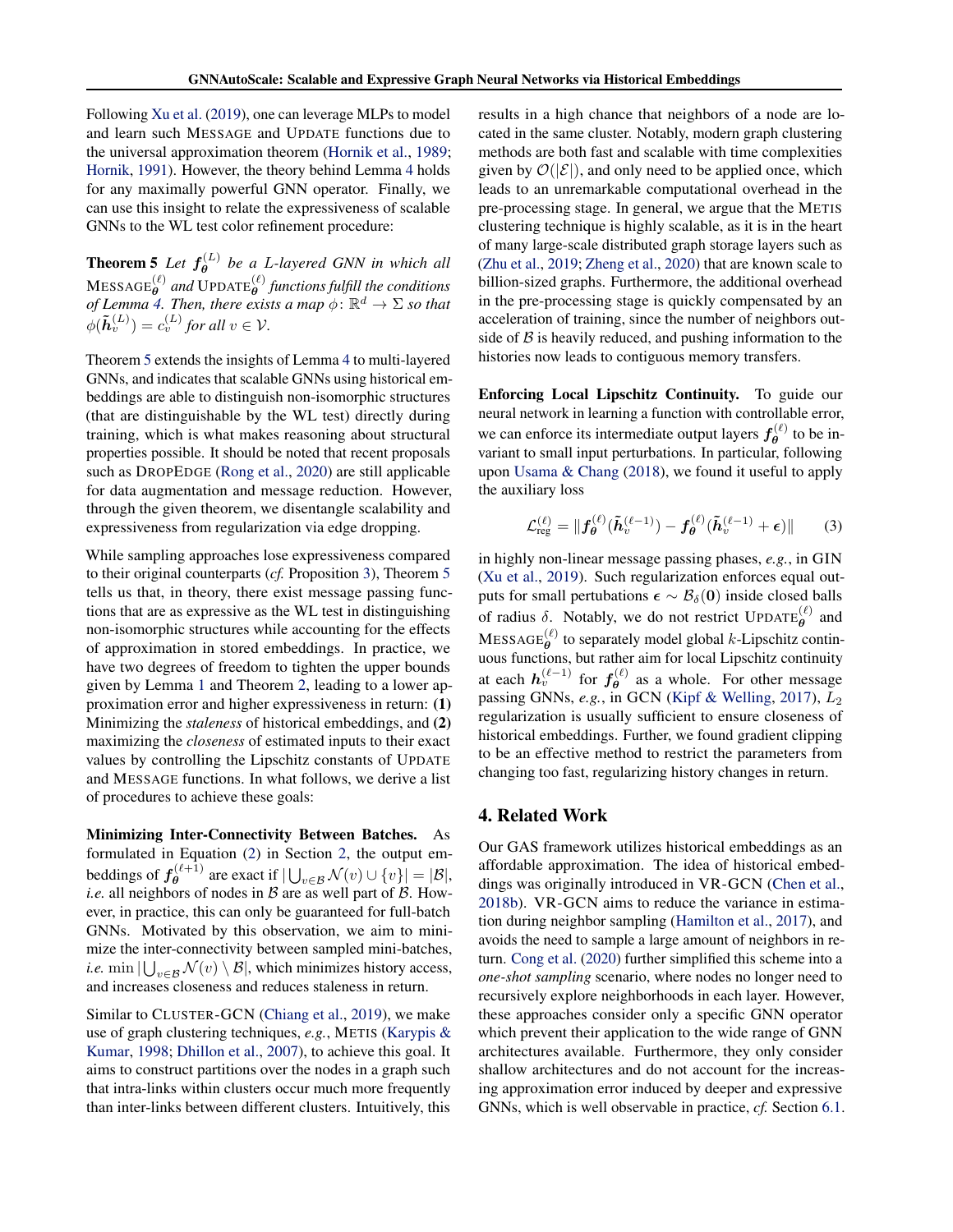Following Xu et al. (2019), one can leverage MLPs to model and learn such MESSAGE and UPDATE functions due to the universal approximation theorem (Hornik et al., 1989; Hornik, 1991). However, the theory behind Lemma 4 holds for any maximally powerful GNN operator. Finally, we can use this insight to relate the expressiveness of scalable GNNs to the WL test color refinement procedure:

**Theorem 5** *Let $\boldsymbol{f}_{\boldsymbol{\theta}}^{(L)}$ be a L-layered GNN in which all* $\text{MESSAGE}_{\boldsymbol{\theta}}^{(\ell)}$ *and* $\text{UPDATE}_{\boldsymbol{\theta}}^{(\ell)}$ *functions fulfill the conditions of Lemma 4. Then, there exists a map $\phi \colon \mathbb{R}^d \to \Sigma$ so that $\phi(\tilde{\boldsymbol{h}}_v^{(L)}) = c_v^{(L)}$ for all $v \in \mathcal{V}$.*

Theorem 5 extends the insights of Lemma 4 to multi-layered GNNs, and indicates that scalable GNNs using historical embeddings are able to distinguish non-isomorphic structures (that are distinguishable by the WL test) directly during training, which is what makes reasoning about structural properties possible. It should be noted that recent proposals such as DROPEDGE (Rong et al., 2020) are still applicable for data augmentation and message reduction. However, through the given theorem, we disentangle scalability and expressiveness from regularization via edge dropping.

While sampling approaches lose expressiveness compared to their original counterparts (*cf.* Proposition 3), Theorem 5 tells us that, in theory, there exist message passing functions that are as expressive as the WL test in distinguishing non-isomorphic structures while accounting for the effects of approximation in stored embeddings. In practice, we have two degrees of freedom to tighten the upper bounds given by Lemma 1 and Theorem 2, leading to a lower approximation error and higher expressiveness in return: **(1)** Minimizing the *staleness* of historical embeddings, and **(2)** maximizing the *closeness* of estimated inputs to their exact values by controlling the Lipschitz constants of UPDATE and MESSAGE functions. In what follows, we derive a list of procedures to achieve these goals:

**Minimizing Inter-Connectivity Between Batches.** As formulated in Equation (2) in Section 2, the output embeddings of $\boldsymbol{f}_{\boldsymbol{\theta}}^{(\ell+1)}$ are exact if $|\bigcup_{v \in \mathcal{B}} \mathcal{N}(v) \cup \{v\}| = |\mathcal{B}|$, *i.e.* all neighbors of nodes in $\mathcal{B}$ are as well part of $\mathcal{B}$. However, in practice, this can only be guaranteed for full-batch GNNs. Motivated by this observation, we aim to minimize the inter-connectivity between sampled mini-batches, *i.e.* $\min |\bigcup_{v \in \mathcal{B}} \mathcal{N}(v) \setminus \mathcal{B}|$, which minimizes history access, and increases closeness and reduces staleness in return.

Similar to CLUSTER-GCN (Chiang et al., 2019), we make use of graph clustering techniques, *e.g.*, METIS (Karypis & Kumar, 1998; Dhillon et al., 2007), to achieve this goal. It aims to construct partitions over the nodes in a graph such that intra-links within clusters occur much more frequently than inter-links between different clusters. Intuitively, this results in a high chance that neighbors of a node are located in the same cluster. Notably, modern graph clustering methods are both fast and scalable with time complexities given by $\mathcal{O}(|\mathcal{E}|)$, and only need to be applied once, which leads to an unremarkable computational overhead in the pre-processing stage. In general, we argue that the METIS clustering technique is highly scalable, as it is in the heart of many large-scale distributed graph storage layers such as (Zhu et al., 2019; Zheng et al., 2020) that are known scale to billion-sized graphs. Furthermore, the additional overhead in the pre-processing stage is quickly compensated by an acceleration of training, since the number of neighbors outside of $\mathcal{B}$ is heavily reduced, and pushing information to the histories now leads to contiguous memory transfers.

**Enforcing Local Lipschitz Continuity.** To guide our neural network in learning a function with controllable error, we can enforce its intermediate output layers $\boldsymbol{f}_{\boldsymbol{\theta}}^{(\ell)}$ to be invariant to small input perturbations. In particular, following upon Usama & Chang (2018), we found it useful to apply the auxiliary loss

$$\mathcal{L}_{\text{reg}}^{(\ell)} = \| \boldsymbol{f}_{\boldsymbol{\theta}}^{(\ell)}(\tilde{\boldsymbol{h}}_v^{(\ell-1)}) - \boldsymbol{f}_{\boldsymbol{\theta}}^{(\ell)}(\tilde{\boldsymbol{h}}_v^{(\ell-1)} + \boldsymbol{\epsilon}) \| \qquad (3)$$

in highly non-linear message passing phases, *e.g.*, in GIN (Xu et al., 2019). Such regularization enforces equal outputs for small pertubations $\boldsymbol{\epsilon} \sim \mathcal{B}_{\delta}(\mathbf{0})$ inside closed balls of radius $\delta$. Notably, we do not restrict $\text{UPDATE}_{\boldsymbol{\theta}}^{(\ell)}$ and $\text{MESSAGE}_{\boldsymbol{\theta}}^{(\ell)}$ to separately model global $k$-Lipschitz continuous functions, but rather aim for local Lipschitz continuity at each $\boldsymbol{h}_v^{(\ell-1)}$ for $\boldsymbol{f}_{\boldsymbol{\theta}}^{(\ell)}$ as a whole. For other message passing GNNs, *e.g.*, in GCN (Kipf & Welling, 2017), $L_2$ regularization is usually sufficient to ensure closeness of historical embeddings. Further, we found gradient clipping to be an effective method to restrict the parameters from changing too fast, regularizing history changes in return.

## 4. Related Work

Our GAS framework utilizes historical embeddings as an affordable approximation. The idea of historical embeddings was originally introduced in VR-GCN (Chen et al., 2018b). VR-GCN aims to reduce the variance in estimation during neighbor sampling (Hamilton et al., 2017), and avoids the need to sample a large amount of neighbors in return. Cong et al. (2020) further simplified this scheme into a *one-shot sampling* scenario, where nodes no longer need to recursively explore neighborhoods in each layer. However, these approaches consider only a specific GNN operator which prevent their application to the wide range of GNN architectures available. Furthermore, they only consider shallow architectures and do not account for the increasing approximation error induced by deeper and expressive GNNs, which is well observable in practice, *cf.* Section 6.1.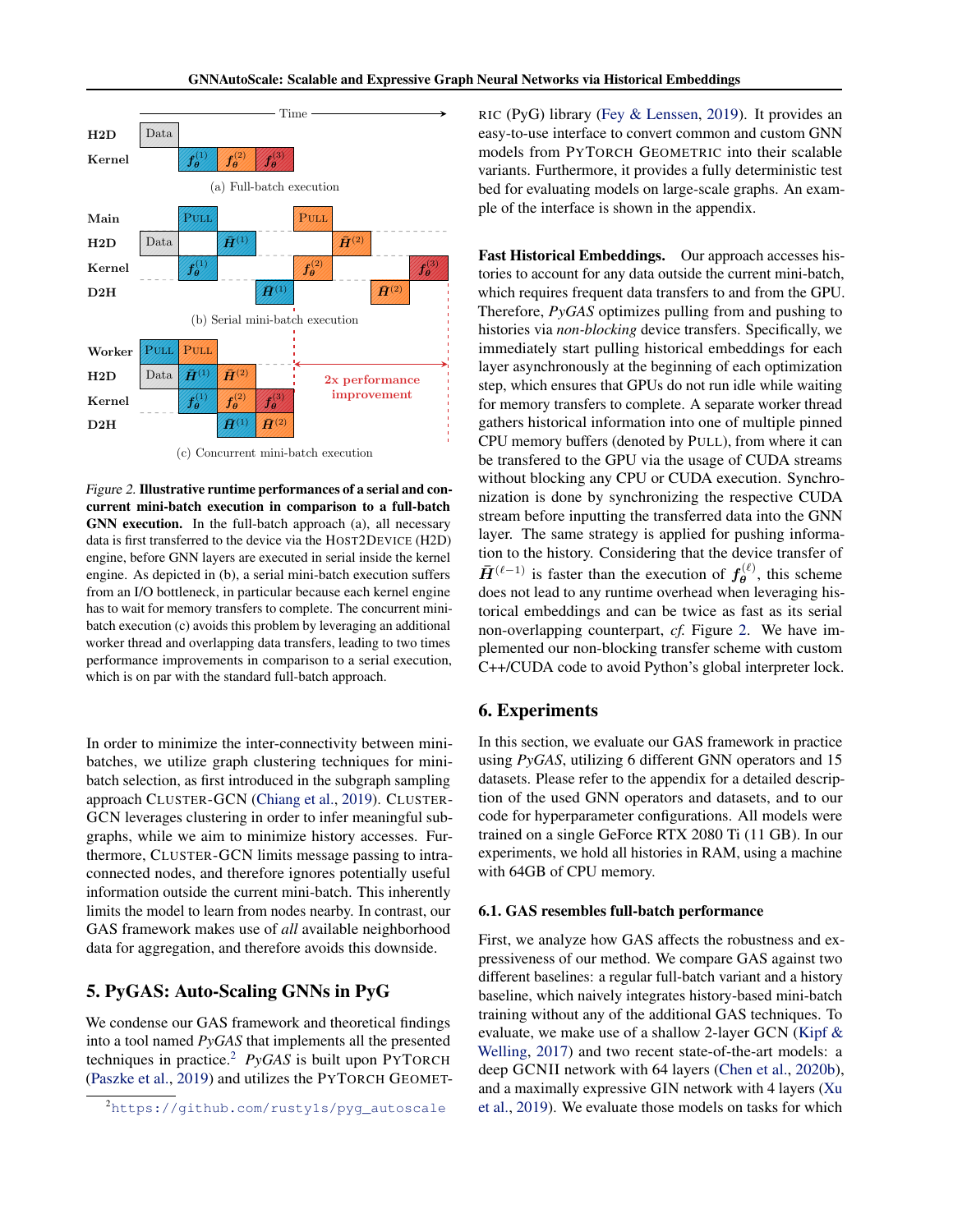Figure 2. **Illustrative runtime performances of a serial and concurrent mini-batch execution in comparison to a full-batch GNN execution.** In the full-batch approach (a), all necessary data is first transferred to the device via the HOST2DEVICE (H2D) engine, before GNN layers are executed in serial inside the kernel engine. As depicted in (b), a serial mini-batch execution suffers from an I/O bottleneck, in particular because each kernel engine has to wait for memory transfers to complete. The concurrent mini-batch execution (c) avoids this problem by leveraging an additional worker thread and overlapping data transfers, leading to two times performance improvements in comparison to a serial execution, which is on par with the standard full-batch approach.

In order to minimize the inter-connectivity between mini-batches, we utilize graph clustering techniques for mini-batch selection, as first introduced in the subgraph sampling approach CLUSTER-GCN (Chiang et al., 2019). CLUSTER-GCN leverages clustering in order to infer meaningful subgraphs, while we aim to minimize history accesses. Furthermore, CLUSTER-GCN limits message passing to intra-connected nodes, and therefore ignores potentially useful information outside the current mini-batch. This inherently limits the model to learn from nodes nearby. In contrast, our GAS framework makes use of *all* available neighborhood data for aggregation, and therefore avoids this downside.

## 5. PyGAS: Auto-Scaling GNNs in PyG

We condense our GAS framework and theoretical findings into a tool named *PyGAS* that implements all the presented techniques in practice.[2] *PyGAS* is built upon PYTORCH (Paszke et al., 2019) and utilizes the PYTORCH GEOMETRIC (PyG) library (Fey & Lenssen, 2019). It provides an easy-to-use interface to convert common and custom GNN models from PYTORCH GEOMETRIC into their scalable variants. Furthermore, it provides a fully deterministic test bed for evaluating models on large-scale graphs. An example of the interface is shown in the appendix.

[2] https://github.com/rusty1s/pyg_autoscale

**Fast Historical Embeddings.** Our approach accesses histories to account for any data outside the current mini-batch, which requires frequent data transfers to and from the GPU. Therefore, *PyGAS* optimizes pulling from and pushing to histories via *non-blocking* device transfers. Specifically, we immediately start pulling historical embeddings for each layer asynchronously at the beginning of each optimization step, which ensures that GPUs do not run idle while waiting for memory transfers to complete. A separate worker thread gathers historical information into one of multiple pinned CPU memory buffers (denoted by PULL), from where it can be transfered to the GPU via the usage of CUDA streams without blocking any CPU or CUDA execution. Synchronization is done by synchronizing the respective CUDA stream before inputting the transferred data into the GNN layer. The same strategy is applied for pushing information to the history. Considering that the device transfer of $\bar{\boldsymbol{H}}^{(\ell-1)}$ is faster than the execution of $\boldsymbol{f}_{\boldsymbol{\theta}}^{(\ell)}$, this scheme does not lead to any runtime overhead when leveraging historical embeddings and can be twice as fast as its serial non-overlapping counterpart, *cf.* Figure 2. We have implemented our non-blocking transfer scheme with custom C++/CUDA code to avoid Python's global interpreter lock.

## 6. Experiments

In this section, we evaluate our GAS framework in practice using *PyGAS*, utilizing 6 different GNN operators and 15 datasets. Please refer to the appendix for a detailed description of the used GNN operators and datasets, and to our code for hyperparameter configurations. All models were trained on a single GeForce RTX 2080 Ti (11 GB). In our experiments, we hold all histories in RAM, using a machine with 64GB of CPU memory.

### 6.1. GAS resembles full-batch performance

First, we analyze how GAS affects the robustness and expressiveness of our method. We compare GAS against two different baselines: a regular full-batch variant and a history baseline, which naively integrates history-based mini-batch training without any of the additional GAS techniques. To evaluate, we make use of a shallow 2-layer GCN (Kipf & Welling, 2017) and two recent state-of-the-art models: a deep GCNII network with 64 layers (Chen et al., 2020b), and a maximally expressive GIN network with 4 layers (Xu et al., 2019). We evaluate those models on tasks for which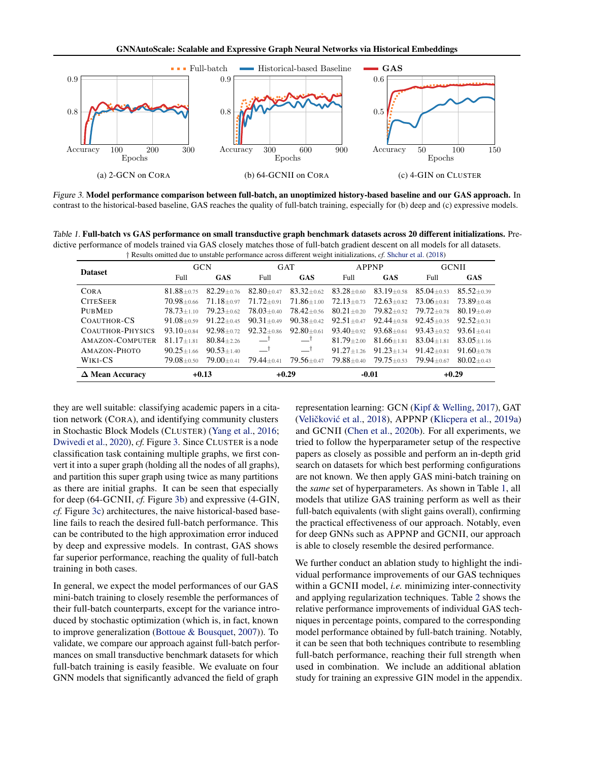*Figure 3.* **Model performance comparison between full-batch, an unoptimized history-based baseline and our GAS approach.** In contrast to the historical-based baseline, GAS reaches the quality of full-batch training, especially for (b) deep and (c) expressive models.

(a) 2-GCN on CORA (b) 64-GCNII on CORA (c) 4-GIN on CLUSTER

*Table 1.* **Full-batch vs GAS performance on small transductive graph benchmark datasets across 20 different initializations.** Predictive performance of models trained via GAS closely matches those of full-batch gradient descent on all models for all datasets.
† Results omitted due to unstable performance across different weight initializations, *cf.* Shchur et al. (2018)

| Dataset | GCN | | GAT | | APPNP | | GCNII | |
|---|---|---|---|---|---|---|---|---|
| | Full | **GAS** | Full | **GAS** | Full | **GAS** | Full | **GAS** |
| CORA | 81.88±0.75 | 82.29±0.76 | 82.80±0.47 | 83.32±0.62 | 83.28±0.60 | 83.19±0.58 | 85.04±0.53 | 85.52±0.39 |
| CITESEER | 70.98±0.66 | 71.18±0.97 | 71.72±0.91 | 71.86±1.00 | 72.13±0.73 | 72.63±0.82 | 73.06±0.81 | 73.89±0.48 |
| PUBMED | 78.73±1.10 | 79.23±0.62 | 78.03±0.40 | 78.42±0.56 | 80.21±0.20 | 79.82±0.52 | 79.72±0.78 | 80.19±0.49 |
| COAUTHOR-CS | 91.08±0.59 | 91.22±0.45 | 90.31±0.49 | 90.38±0.42 | 92.51±0.47 | 92.44±0.58 | 92.45±0.35 | 92.52±0.31 |
| COAUTHOR-PHYSICS | 93.10±0.84 | 92.98±0.72 | 92.32±0.86 | 92.80±0.61 | 93.40±0.92 | 93.68±0.61 | 93.43±0.52 | 93.61±0.41 |
| AMAZON-COMPUTER | 81.17±1.81 | 80.84±2.26 | —† | —† | 81.79±2.00 | 81.66±1.81 | 83.04±1.81 | 83.05±1.16 |
| AMAZON-PHOTO | 90.25±1.66 | 90.53±1.40 | —† | —† | 91.27±1.26 | 91.23±1.34 | 91.42±0.81 | 91.60±0.78 |
| WIKI-CS | 79.08±0.50 | 79.00±0.41 | 79.44±0.41 | 79.56±0.47 | 79.88±0.40 | 79.75±0.53 | 79.94±0.67 | 80.02±0.43 |
| **Δ Mean Accuracy** | **+0.13** | | **+0.29** | | **-0.01** | | **+0.29** | |

they are well suitable: classifying academic papers in a citation network (CORA), and identifying community clusters in Stochastic Block Models (CLUSTER) (Yang et al., 2016; Dwivedi et al., 2020), *cf.* Figure 3. Since CLUSTER is a node classification task containing multiple graphs, we first convert it into a super graph (holding all the nodes of all graphs), and partition this super graph using twice as many partitions as there are initial graphs. It can be seen that especially for deep (64-GCNII, *cf.* Figure 3b) and expressive (4-GIN, *cf.* Figure 3c) architectures, the naive historical-based baseline fails to reach the desired full-batch performance. This can be contributed to the high approximation error induced by deep and expressive models. In contrast, GAS shows far superior performance, reaching the quality of full-batch training in both cases.

In general, we expect the model performances of our GAS mini-batch training to closely resemble the performances of their full-batch counterparts, except for the variance introduced by stochastic optimization (which is, in fact, known to improve generalization (Bottoue & Bousquet, 2007)). To validate, we compare our approach against full-batch performances on small transductive benchmark datasets for which full-batch training is easily feasible. We evaluate on four GNN models that significantly advanced the field of graph representation learning: GCN (Kipf & Welling, 2017), GAT (Veličković et al., 2018), APPNP (Klicpera et al., 2019a) and GCNII (Chen et al., 2020b). For all experiments, we tried to follow the hyperparameter setup of the respective papers as closely as possible and perform an in-depth grid search on datasets for which best performing configurations are not known. We then apply GAS mini-batch training on the *same* set of hyperparameters. As shown in Table 1, all models that utilize GAS training perform as well as their full-batch equivalents (with slight gains overall), confirming the practical effectiveness of our approach. Notably, even for deep GNNs such as APPNP and GCNII, our approach is able to closely resemble the desired performance.

We further conduct an ablation study to highlight the individual performance improvements of our GAS techniques within a GCNII model, *i.e.* minimizing inter-connectivity and applying regularization techniques. Table 2 shows the relative performance improvements of individual GAS techniques in percentage points, compared to the corresponding model performance obtained by full-batch training. Notably, it can be seen that both techniques contribute to resembling full-batch performance, reaching their full strength when used in combination. We include an additional ablation study for training an expressive GIN model in the appendix.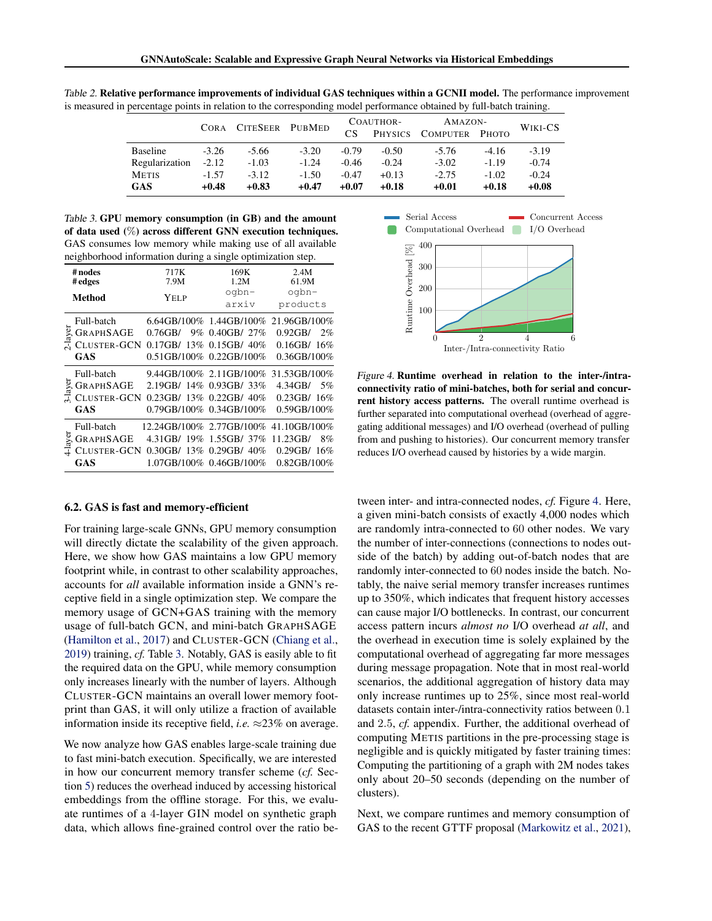*Table 2.* **Relative performance improvements of individual GAS techniques within a GCNII model.** The performance improvement is measured in percentage points in relation to the corresponding model performance obtained by full-batch training.

| | CORA | CITESEER | PUBMED | COAUTHOR-CS | COAUTHOR-PHYSICS | AMAZON-COMPUTER | AMAZON-PHOTO | WIKI-CS |
|---|---|---|---|---|---|---|---|---|
| Baseline | -3.26 | -5.66 | -3.20 | -0.79 | -0.50 | -5.76 | -4.16 | -3.19 |
| Regularization | -2.12 | -1.03 | -1.24 | -0.46 | -0.24 | -3.02 | -1.19 | -0.74 |
| METIS | -1.57 | -3.12 | -1.50 | -0.47 | +0.13 | -2.75 | -1.02 | -0.24 |
| **GAS** | **+0.48** | **+0.83** | **+0.47** | **+0.07** | **+0.18** | **+0.01** | **+0.18** | **+0.08** |

*Table 3.* **GPU memory consumption (in GB) and the amount of data used (%) across different GNN execution techniques.** GAS consumes low memory while making use of all available neighborhood information during a single optimization step.

| | Method | YELP (#nodes 717K, #edges 7.9M) | ogbn-arxiv (#nodes 169K, #edges 1.2M) | ogbn-products (#nodes 2.4M, #edges 61.9M) |
|---|---|---|---|---|
| 2-layer | Full-batch | 6.64GB/100% | 1.44GB/100% | 21.96GB/100% |
| | GRAPHSAGE | 0.76GB/ 9% | 0.40GB/ 27% | 0.92GB/ 2% |
| | CLUSTER-GCN | 0.17GB/ 13% | 0.15GB/ 40% | 0.16GB/ 16% |
| | **GAS** | 0.51GB/100% | 0.22GB/100% | 0.36GB/100% |
| 3-layer | Full-batch | 9.44GB/100% | 2.11GB/100% | 31.53GB/100% |
| | GRAPHSAGE | 2.19GB/ 14% | 0.93GB/ 33% | 4.34GB/ 5% |
| | CLUSTER-GCN | 0.23GB/ 13% | 0.22GB/ 40% | 0.23GB/ 16% |
| | **GAS** | 0.79GB/100% | 0.34GB/100% | 0.59GB/100% |
| 4-layer | Full-batch | 12.24GB/100% | 2.77GB/100% | 41.10GB/100% |
| | GRAPHSAGE | 4.31GB/ 19% | 1.55GB/ 37% | 11.23GB/ 8% |
| | CLUSTER-GCN | 0.30GB/ 13% | 0.29GB/ 40% | 0.29GB/ 16% |
| | **GAS** | 1.07GB/100% | 0.46GB/100% | 0.82GB/100% |

*Figure 4.* **Runtime overhead in relation to the inter-/intra-connectivity ratio of mini-batches, both for serial and concurrent history access patterns.** The overall runtime overhead is further separated into computational overhead (overhead of aggregating additional messages) and I/O overhead (overhead of pulling from and pushing to histories). Our concurrent memory transfer reduces I/O overhead caused by histories by a wide margin.

### 6.2. GAS is fast and memory-efficient

For training large-scale GNNs, GPU memory consumption will directly dictate the scalability of the given approach. Here, we show how GAS maintains a low GPU memory footprint while, in contrast to other scalability approaches, accounts for *all* available information inside a GNN's receptive field in a single optimization step. We compare the memory usage of GCN+GAS training with the memory usage of full-batch GCN, and mini-batch GRAPHSAGE (Hamilton et al., 2017) and CLUSTER-GCN (Chiang et al., 2019) training, *cf.* Table 3. Notably, GAS is easily able to fit the required data on the GPU, while memory consumption only increases linearly with the number of layers. Although CLUSTER-GCN maintains an overall lower memory footprint than GAS, it will only utilize a fraction of available information inside its receptive field, *i.e.* ≈23% on average.

We now analyze how GAS enables large-scale training due to fast mini-batch execution. Specifically, we are interested in how our concurrent memory transfer scheme (*cf.* Section 5) reduces the overhead induced by accessing historical embeddings from the offline storage. For this, we evaluate runtimes of a 4-layer GIN model on synthetic graph data, which allows fine-grained control over the ratio between inter- and intra-connected nodes, *cf.* Figure 4. Here, a given mini-batch consists of exactly 4,000 nodes which are randomly intra-connected to 60 other nodes. We vary the number of inter-connections (connections to nodes outside of the batch) by adding out-of-batch nodes that are randomly inter-connected to 60 nodes inside the batch. Notably, the naive serial memory transfer increases runtimes up to 350%, which indicates that frequent history accesses can cause major I/O bottlenecks. In contrast, our concurrent access pattern incurs *almost no* I/O overhead *at all*, and the overhead in execution time is solely explained by the computational overhead of aggregating far more messages during message propagation. Note that in most real-world scenarios, the additional aggregation of history data may only increase runtimes up to 25%, since most real-world datasets contain inter-/intra-connectivity ratios between 0.1 and 2.5, *cf.* appendix. Further, the additional overhead of computing METIS partitions in the pre-processing stage is negligible and is quickly mitigated by faster training times: Computing the partitioning of a graph with 2M nodes takes only about 20–50 seconds (depending on the number of clusters).

Next, we compare runtimes and memory consumption of GAS to the recent GTTF proposal (Markowitz et al., 2021),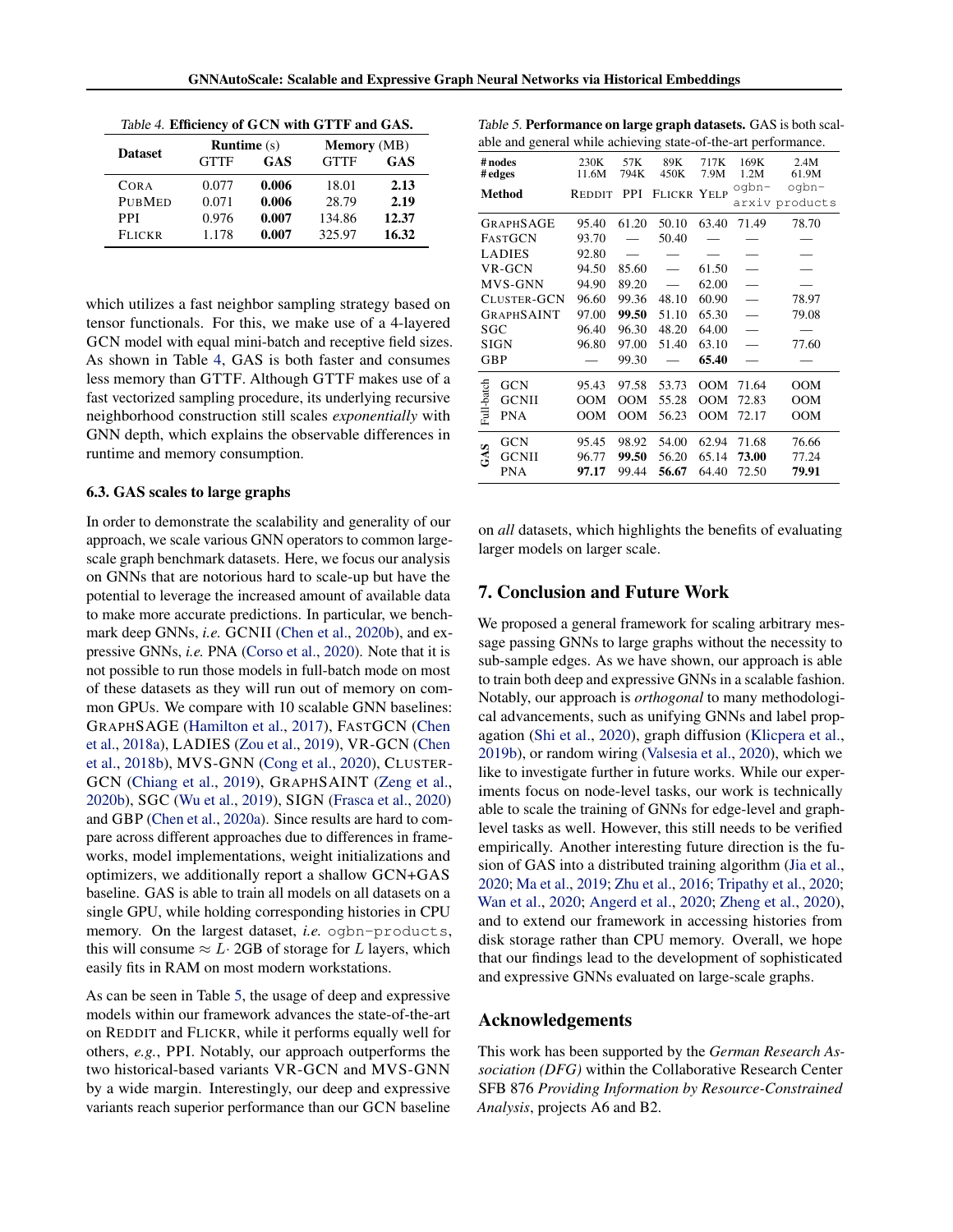Table 4. **Efficiency of GCN with GTTF and GAS.**

| Dataset | Runtime (s) | | Memory (MB) | |
|---|---|---|---|---|
| | GTTF | GAS | GTTF | GAS |
| CORA | 0.077 | **0.006** | 18.01 | **2.13** |
| PUBMED | 0.071 | **0.006** | 28.79 | **2.19** |
| PPI | 0.976 | **0.007** | 134.86 | **12.37** |
| FLICKR | 1.178 | **0.007** | 325.97 | **16.32** |

which utilizes a fast neighbor sampling strategy based on tensor functionals. For this, we make use of a 4-layered GCN model with equal mini-batch and receptive field sizes. As shown in Table 4, GAS is both faster and consumes less memory than GTTF. Although GTTF makes use of a fast vectorized sampling procedure, its underlying recursive neighborhood construction still scales *exponentially* with GNN depth, which explains the observable differences in runtime and memory consumption.

### 6.3. GAS scales to large graphs

In order to demonstrate the scalability and generality of our approach, we scale various GNN operators to common large-scale graph benchmark datasets. Here, we focus our analysis on GNNs that are notorious hard to scale-up but have the potential to leverage the increased amount of available data to make more accurate predictions. In particular, we benchmark deep GNNs, *i.e.* GCNII (Chen et al., 2020b), and expressive GNNs, *i.e.* PNA (Corso et al., 2020). Note that it is not possible to run those models in full-batch mode on most of these datasets as they will run out of memory on common GPUs. We compare with 10 scalable GNN baselines: GRAPHSAGE (Hamilton et al., 2017), FASTGCN (Chen et al., 2018a), LADIES (Zou et al., 2019), VR-GCN (Chen et al., 2018b), MVS-GNN (Cong et al., 2020), CLUSTER-GCN (Chiang et al., 2019), GRAPHSAINT (Zeng et al., 2020b), SGC (Wu et al., 2019), SIGN (Frasca et al., 2020) and GBP (Chen et al., 2020a). Since results are hard to compare across different approaches due to differences in frameworks, model implementations, weight initializations and optimizers, we additionally report a shallow GCN+GAS baseline. GAS is able to train all models on all datasets on a single GPU, while holding corresponding histories in CPU memory. On the largest dataset, *i.e.* ogbn-products, this will consume $\approx L\cdot$ 2GB of storage for $L$ layers, which easily fits in RAM on most modern workstations.

As can be seen in Table 5, the usage of deep and expressive models within our framework advances the state-of-the-art on REDDIT and FLICKR, while it performs equally well for others, *e.g.*, PPI. Notably, our approach outperforms the two historical-based variants VR-GCN and MVS-GNN by a wide margin. Interestingly, our deep and expressive variants reach superior performance than our GCN baseline on *all* datasets, which highlights the benefits of evaluating larger models on larger scale.

Table 5. **Performance on large graph datasets.** GAS is both scalable and general while achieving state-of-the-art performance.

| | # nodes | 230K | 57K | 89K | 717K | 169K | 2.4M |
|---|---|---|---|---|---|---|---|
| | # edges | 11.6M | 794K | 450K | 7.9M | 1.2M | 61.9M |
| | Method | REDDIT | PPI | FLICKR | YELP | ogbn-arxiv | ogbn-products |
| | GRAPHSAGE | 95.40 | 61.20 | 50.10 | 63.40 | 71.49 | 78.70 |
| | FASTGCN | 93.70 | — | 50.40 | — | — | — |
| | LADIES | 92.80 | — | — | — | — | — |
| | VR-GCN | 94.50 | 85.60 | — | 61.50 | — | — |
| | MVS-GNN | 94.90 | 89.20 | — | 62.00 | — | — |
| | CLUSTER-GCN | 96.60 | 99.36 | 48.10 | 60.90 | — | 78.97 |
| | GRAPHSAINT | 97.00 | **99.50** | 51.10 | 65.30 | — | 79.08 |
| | SGC | 96.40 | 96.30 | 48.20 | 64.00 | — | — |
| | SIGN | 96.80 | 97.00 | 51.40 | 63.10 | — | 77.60 |
| | GBP | — | 99.30 | — | **65.40** | — | — |
| Full-batch | GCN | 95.43 | 97.58 | 53.73 | OOM | 71.64 | OOM |
| Full-batch | GCNII | OOM | OOM | 55.28 | OOM | 72.83 | OOM |
| Full-batch | PNA | OOM | OOM | 56.23 | OOM | 72.17 | OOM |
| GAS | GCN | 95.45 | 98.92 | 54.00 | 62.94 | 71.68 | 76.66 |
| GAS | GCNII | 96.77 | **99.50** | 56.20 | 65.14 | **73.00** | 77.24 |
| GAS | PNA | **97.17** | 99.44 | **56.67** | 64.40 | 72.50 | **79.91** |

## 7. Conclusion and Future Work

We proposed a general framework for scaling arbitrary message passing GNNs to large graphs without the necessity to sub-sample edges. As we have shown, our approach is able to train both deep and expressive GNNs in a scalable fashion. Notably, our approach is *orthogonal* to many methodological advancements, such as unifying GNNs and label propagation (Shi et al., 2020), graph diffusion (Klicpera et al., 2019b), or random wiring (Valsesia et al., 2020), which we like to investigate further in future works. While our experiments focus on node-level tasks, our work is technically able to scale the training of GNNs for edge-level and graph-level tasks as well. However, this still needs to be verified empirically. Another interesting future direction is the fusion of GAS into a distributed training algorithm (Jia et al., 2020; Ma et al., 2019; Zhu et al., 2016; Tripathy et al., 2020; Wan et al., 2020; Angerd et al., 2020; Zheng et al., 2020), and to extend our framework in accessing histories from disk storage rather than CPU memory. Overall, we hope that our findings lead to the development of sophisticated and expressive GNNs evaluated on large-scale graphs.

## Acknowledgements

This work has been supported by the *German Research Association (DFG)* within the Collaborative Research Center SFB 876 *Providing Information by Resource-Constrained Analysis*, projects A6 and B2.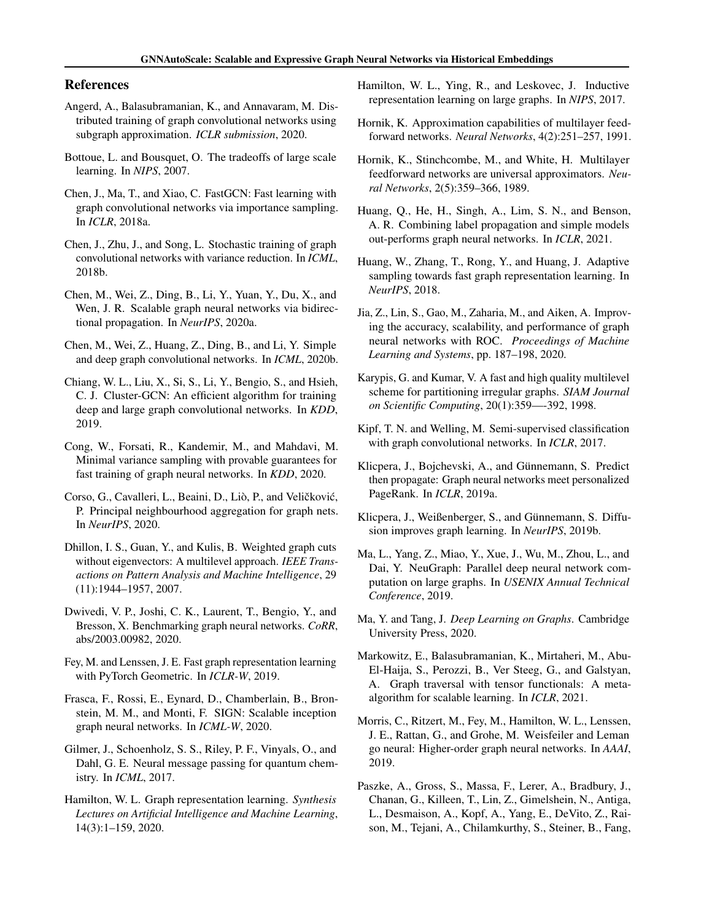## References

Angerd, A., Balasubramanian, K., and Annavaram, M. Distributed training of graph convolutional networks using subgraph approximation. *ICLR submission*, 2020.

Bottoue, L. and Bousquet, O. The tradeoffs of large scale learning. In *NIPS*, 2007.

Chen, J., Ma, T., and Xiao, C. FastGCN: Fast learning with graph convolutional networks via importance sampling. In *ICLR*, 2018a.

Chen, J., Zhu, J., and Song, L. Stochastic training of graph convolutional networks with variance reduction. In *ICML*, 2018b.

Chen, M., Wei, Z., Ding, B., Li, Y., Yuan, Y., Du, X., and Wen, J. R. Scalable graph neural networks via bidirectional propagation. In *NeurIPS*, 2020a.

Chen, M., Wei, Z., Huang, Z., Ding, B., and Li, Y. Simple and deep graph convolutional networks. In *ICML*, 2020b.

Chiang, W. L., Liu, X., Si, S., Li, Y., Bengio, S., and Hsieh, C. J. Cluster-GCN: An efficient algorithm for training deep and large graph convolutional networks. In *KDD*, 2019.

Cong, W., Forsati, R., Kandemir, M., and Mahdavi, M. Minimal variance sampling with provable guarantees for fast training of graph neural networks. In *KDD*, 2020.

Corso, G., Cavalleri, L., Beaini, D., Liò, P., and Veličković, P. Principal neighbourhood aggregation for graph nets. In *NeurIPS*, 2020.

Dhillon, I. S., Guan, Y., and Kulis, B. Weighted graph cuts without eigenvectors: A multilevel approach. *IEEE Transactions on Pattern Analysis and Machine Intelligence*, 29 (11):1944–1957, 2007.

Dwivedi, V. P., Joshi, C. K., Laurent, T., Bengio, Y., and Bresson, X. Benchmarking graph neural networks. *CoRR*, abs/2003.00982, 2020.

Fey, M. and Lenssen, J. E. Fast graph representation learning with PyTorch Geometric. In *ICLR-W*, 2019.

Frasca, F., Rossi, E., Eynard, D., Chamberlain, B., Bronstein, M. M., and Monti, F. SIGN: Scalable inception graph neural networks. In *ICML-W*, 2020.

Gilmer, J., Schoenholz, S. S., Riley, P. F., Vinyals, O., and Dahl, G. E. Neural message passing for quantum chemistry. In *ICML*, 2017.

Hamilton, W. L. Graph representation learning. *Synthesis Lectures on Artificial Intelligence and Machine Learning*, 14(3):1–159, 2020.

Hamilton, W. L., Ying, R., and Leskovec, J. Inductive representation learning on large graphs. In *NIPS*, 2017.

Hornik, K. Approximation capabilities of multilayer feedforward networks. *Neural Networks*, 4(2):251–257, 1991.

Hornik, K., Stinchcombe, M., and White, H. Multilayer feedforward networks are universal approximators. *Neural Networks*, 2(5):359–366, 1989.

Huang, Q., He, H., Singh, A., Lim, S. N., and Benson, A. R. Combining label propagation and simple models out-performs graph neural networks. In *ICLR*, 2021.

Huang, W., Zhang, T., Rong, Y., and Huang, J. Adaptive sampling towards fast graph representation learning. In *NeurIPS*, 2018.

Jia, Z., Lin, S., Gao, M., Zaharia, M., and Aiken, A. Improving the accuracy, scalability, and performance of graph neural networks with ROC. *Proceedings of Machine Learning and Systems*, pp. 187–198, 2020.

Karypis, G. and Kumar, V. A fast and high quality multilevel scheme for partitioning irregular graphs. *SIAM Journal on Scientific Computing*, 20(1):359—-392, 1998.

Kipf, T. N. and Welling, M. Semi-supervised classification with graph convolutional networks. In *ICLR*, 2017.

Klicpera, J., Bojchevski, A., and Günnemann, S. Predict then propagate: Graph neural networks meet personalized PageRank. In *ICLR*, 2019a.

Klicpera, J., Weißenberger, S., and Günnemann, S. Diffusion improves graph learning. In *NeurIPS*, 2019b.

Ma, L., Yang, Z., Miao, Y., Xue, J., Wu, M., Zhou, L., and Dai, Y. NeuGraph: Parallel deep neural network computation on large graphs. In *USENIX Annual Technical Conference*, 2019.

Ma, Y. and Tang, J. *Deep Learning on Graphs*. Cambridge University Press, 2020.

Markowitz, E., Balasubramanian, K., Mirtaheri, M., Abu-El-Haija, S., Perozzi, B., Ver Steeg, G., and Galstyan, A. Graph traversal with tensor functionals: A meta-algorithm for scalable learning. In *ICLR*, 2021.

Morris, C., Ritzert, M., Fey, M., Hamilton, W. L., Lenssen, J. E., Rattan, G., and Grohe, M. Weisfeiler and Leman go neural: Higher-order graph neural networks. In *AAAI*, 2019.

Paszke, A., Gross, S., Massa, F., Lerer, A., Bradbury, J., Chanan, G., Killeen, T., Lin, Z., Gimelshein, N., Antiga, L., Desmaison, A., Kopf, A., Yang, E., DeVito, Z., Raison, M., Tejani, A., Chilamkurthy, S., Steiner, B., Fang,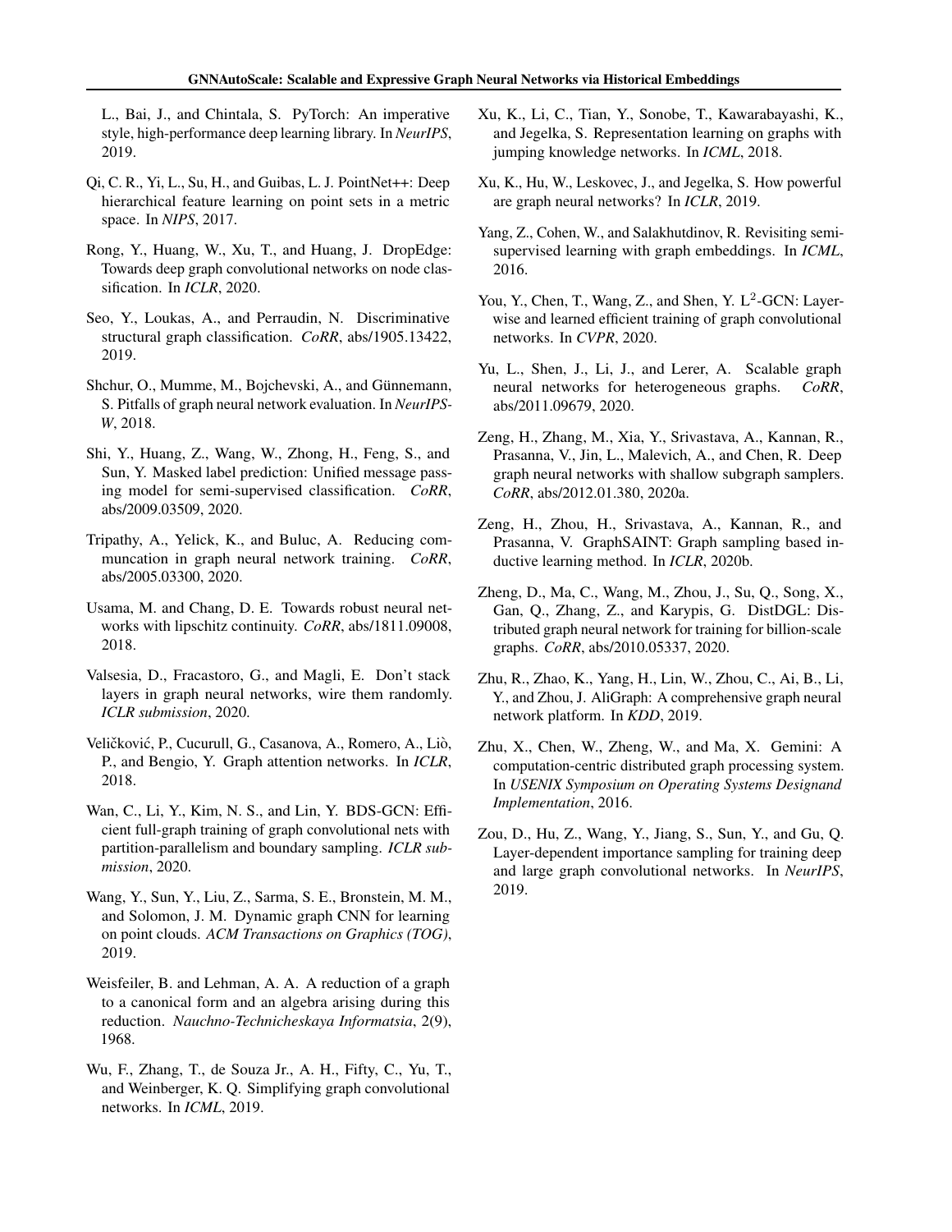L., Bai, J., and Chintala, S. PyTorch: An imperative style, high-performance deep learning library. In *NeurIPS*, 2019.

Qi, C. R., Yi, L., Su, H., and Guibas, L. J. PointNet++: Deep hierarchical feature learning on point sets in a metric space. In *NIPS*, 2017.

Rong, Y., Huang, W., Xu, T., and Huang, J. DropEdge: Towards deep graph convolutional networks on node classification. In *ICLR*, 2020.

Seo, Y., Loukas, A., and Perraudin, N. Discriminative structural graph classification. *CoRR*, abs/1905.13422, 2019.

Shchur, O., Mumme, M., Bojchevski, A., and Günnemann, S. Pitfalls of graph neural network evaluation. In *NeurIPS-W*, 2018.

Shi, Y., Huang, Z., Wang, W., Zhong, H., Feng, S., and Sun, Y. Masked label prediction: Unified message passing model for semi-supervised classification. *CoRR*, abs/2009.03509, 2020.

Tripathy, A., Yelick, K., and Buluc, A. Reducing communcation in graph neural network training. *CoRR*, abs/2005.03300, 2020.

Usama, M. and Chang, D. E. Towards robust neural networks with lipschitz continuity. *CoRR*, abs/1811.09008, 2018.

Valsesia, D., Fracastoro, G., and Magli, E. Don't stack layers in graph neural networks, wire them randomly. *ICLR submission*, 2020.

Veličković, P., Cucurull, G., Casanova, A., Romero, A., Liò, P., and Bengio, Y. Graph attention networks. In *ICLR*, 2018.

Wan, C., Li, Y., Kim, N. S., and Lin, Y. BDS-GCN: Efficient full-graph training of graph convolutional nets with partition-parallelism and boundary sampling. *ICLR submission*, 2020.

Wang, Y., Sun, Y., Liu, Z., Sarma, S. E., Bronstein, M. M., and Solomon, J. M. Dynamic graph CNN for learning on point clouds. *ACM Transactions on Graphics (TOG)*, 2019.

Weisfeiler, B. and Lehman, A. A. A reduction of a graph to a canonical form and an algebra arising during this reduction. *Nauchno-Technicheskaya Informatsia*, 2(9), 1968.

Wu, F., Zhang, T., de Souza Jr., A. H., Fifty, C., Yu, T., and Weinberger, K. Q. Simplifying graph convolutional networks. In *ICML*, 2019.

Xu, K., Li, C., Tian, Y., Sonobe, T., Kawarabayashi, K., and Jegelka, S. Representation learning on graphs with jumping knowledge networks. In *ICML*, 2018.

Xu, K., Hu, W., Leskovec, J., and Jegelka, S. How powerful are graph neural networks? In *ICLR*, 2019.

Yang, Z., Cohen, W., and Salakhutdinov, R. Revisiting semi-supervised learning with graph embeddings. In *ICML*, 2016.

You, Y., Chen, T., Wang, Z., and Shen, Y. $L^2$-GCN: Layer-wise and learned efficient training of graph convolutional networks. In *CVPR*, 2020.

Yu, L., Shen, J., Li, J., and Lerer, A. Scalable graph neural networks for heterogeneous graphs. *CoRR*, abs/2011.09679, 2020.

Zeng, H., Zhang, M., Xia, Y., Srivastava, A., Kannan, R., Prasanna, V., Jin, L., Malevich, A., and Chen, R. Deep graph neural networks with shallow subgraph samplers. *CoRR*, abs/2012.01.380, 2020a.

Zeng, H., Zhou, H., Srivastava, A., Kannan, R., and Prasanna, V. GraphSAINT: Graph sampling based inductive learning method. In *ICLR*, 2020b.

Zheng, D., Ma, C., Wang, M., Zhou, J., Su, Q., Song, X., Gan, Q., Zhang, Z., and Karypis, G. DistDGL: Distributed graph neural network for training for billion-scale graphs. *CoRR*, abs/2010.05337, 2020.

Zhu, R., Zhao, K., Yang, H., Lin, W., Zhou, C., Ai, B., Li, Y., and Zhou, J. AliGraph: A comprehensive graph neural network platform. In *KDD*, 2019.

Zhu, X., Chen, W., Zheng, W., and Ma, X. Gemini: A computation-centric distributed graph processing system. In *USENIX Symposium on Operating Systems Designand Implementation*, 2016.

Zou, D., Hu, Z., Wang, Y., Jiang, S., Sun, Y., and Gu, Q. Layer-dependent importance sampling for training deep and large graph convolutional networks. In *NeurIPS*, 2019.